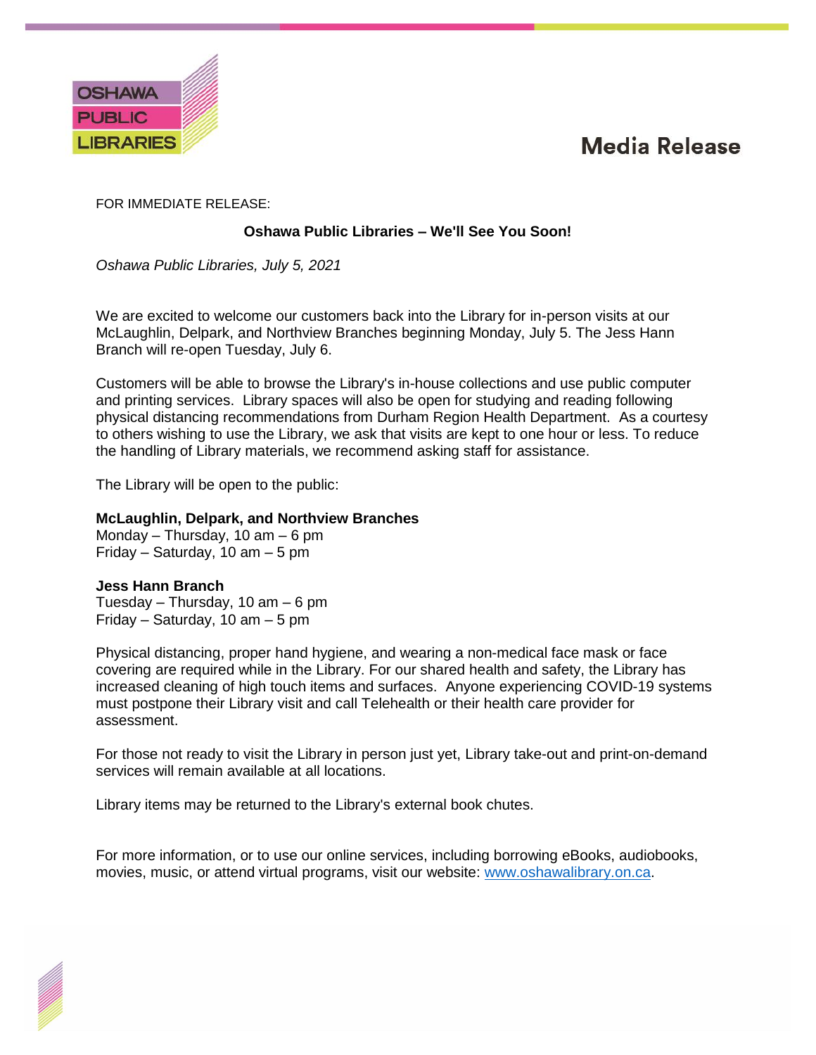OSHAWA PUBLIC LIBRARIES

# Media Release

FOR IMMEDIATE RELEASE:

**Oshawa Public Libraries – We'll See You Soon!**

*Oshawa Public Libraries, July 5, 2021*

We are excited to welcome our customers back into the Library for in-person visits at our McLaughlin, Delpark, and Northview Branches beginning Monday, July 5. The Jess Hann Branch will re-open Tuesday, July 6.

Customers will be able to browse the Library's in-house collections and use public computer and printing services. Library spaces will also be open for studying and reading following physical distancing recommendations from Durham Region Health Department. As a courtesy to others wishing to use the Library, we ask that visits are kept to one hour or less. To reduce the handling of Library materials, we recommend asking staff for assistance.

The Library will be open to the public:

**McLaughlin, Delpark, and Northview Branches**
Monday – Thursday, 10 am – 6 pm
Friday – Saturday, 10 am – 5 pm

**Jess Hann Branch**
Tuesday – Thursday, 10 am – 6 pm
Friday – Saturday, 10 am – 5 pm

Physical distancing, proper hand hygiene, and wearing a non-medical face mask or face covering are required while in the Library. For our shared health and safety, the Library has increased cleaning of high touch items and surfaces. Anyone experiencing COVID-19 systems must postpone their Library visit and call Telehealth or their health care provider for assessment.

For those not ready to visit the Library in person just yet, Library take-out and print-on-demand services will remain available at all locations.

Library items may be returned to the Library's external book chutes.

For more information, or to use our online services, including borrowing eBooks, audiobooks, movies, music, or attend virtual programs, visit our website: www.oshawalibrary.on.ca.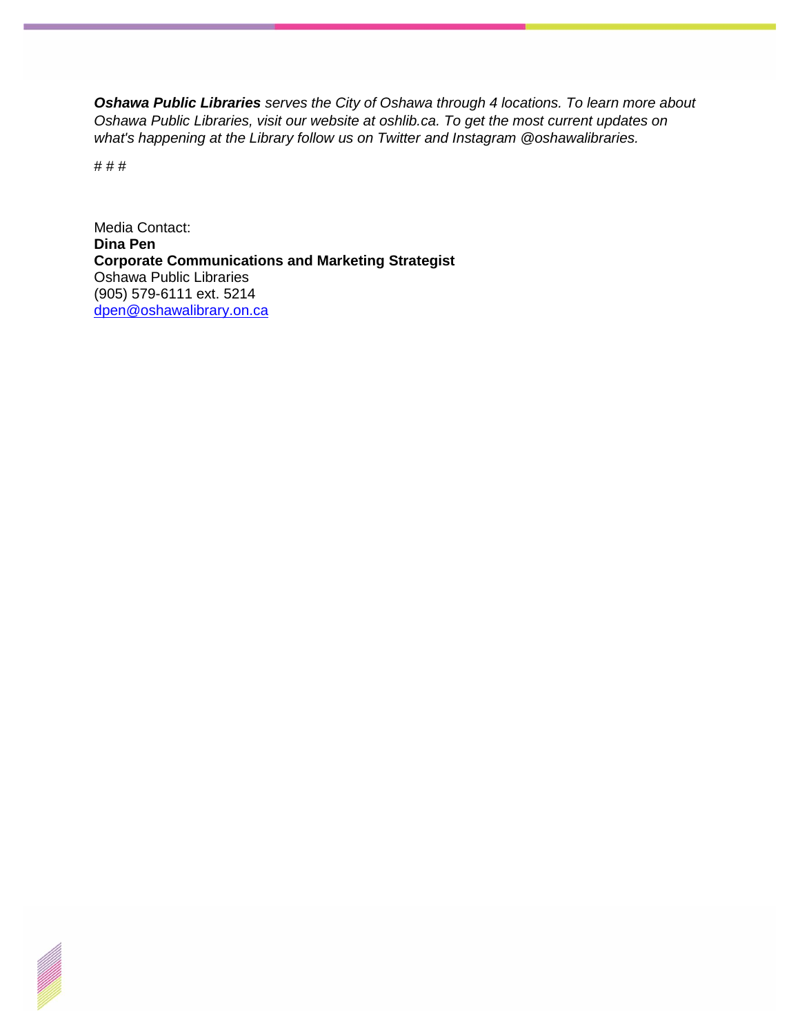***Oshawa Public Libraries*** *serves the City of Oshawa through 4 locations. To learn more about Oshawa Public Libraries, visit our website at oshlib.ca. To get the most current updates on what's happening at the Library follow us on Twitter and Instagram @oshawalibraries.*

# # #

Media Contact:
**Dina Pen**
**Corporate Communications and Marketing Strategist**
Oshawa Public Libraries
(905) 579-6111 ext. 5214
[dpen@oshawalibrary.on.ca](mailto:dpen@oshawalibrary.on.ca)